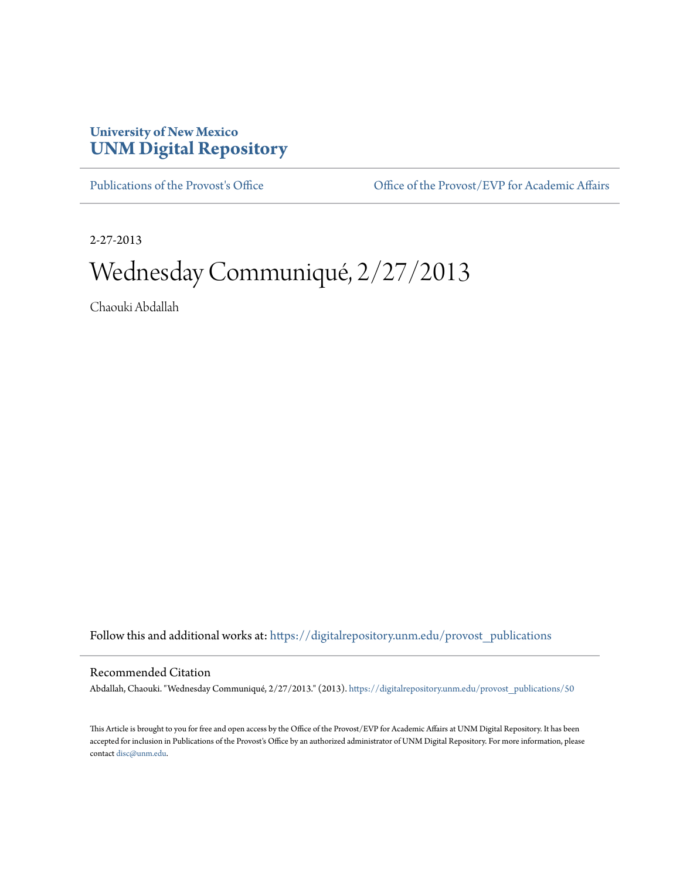University of New Mexico
**UNM Digital Repository**

Publications of the Provost's Office | Office of the Provost/EVP for Academic Affairs

2-27-2013

# Wednesday Communiqué, 2/27/2013

Chaouki Abdallah

Follow this and additional works at: https://digitalrepository.unm.edu/provost_publications

## Recommended Citation

Abdallah, Chaouki. "Wednesday Communiqué, 2/27/2013." (2013). https://digitalrepository.unm.edu/provost_publications/50

This Article is brought to you for free and open access by the Office of the Provost/EVP for Academic Affairs at UNM Digital Repository. It has been accepted for inclusion in Publications of the Provost's Office by an authorized administrator of UNM Digital Repository. For more information, please contact disc@unm.edu.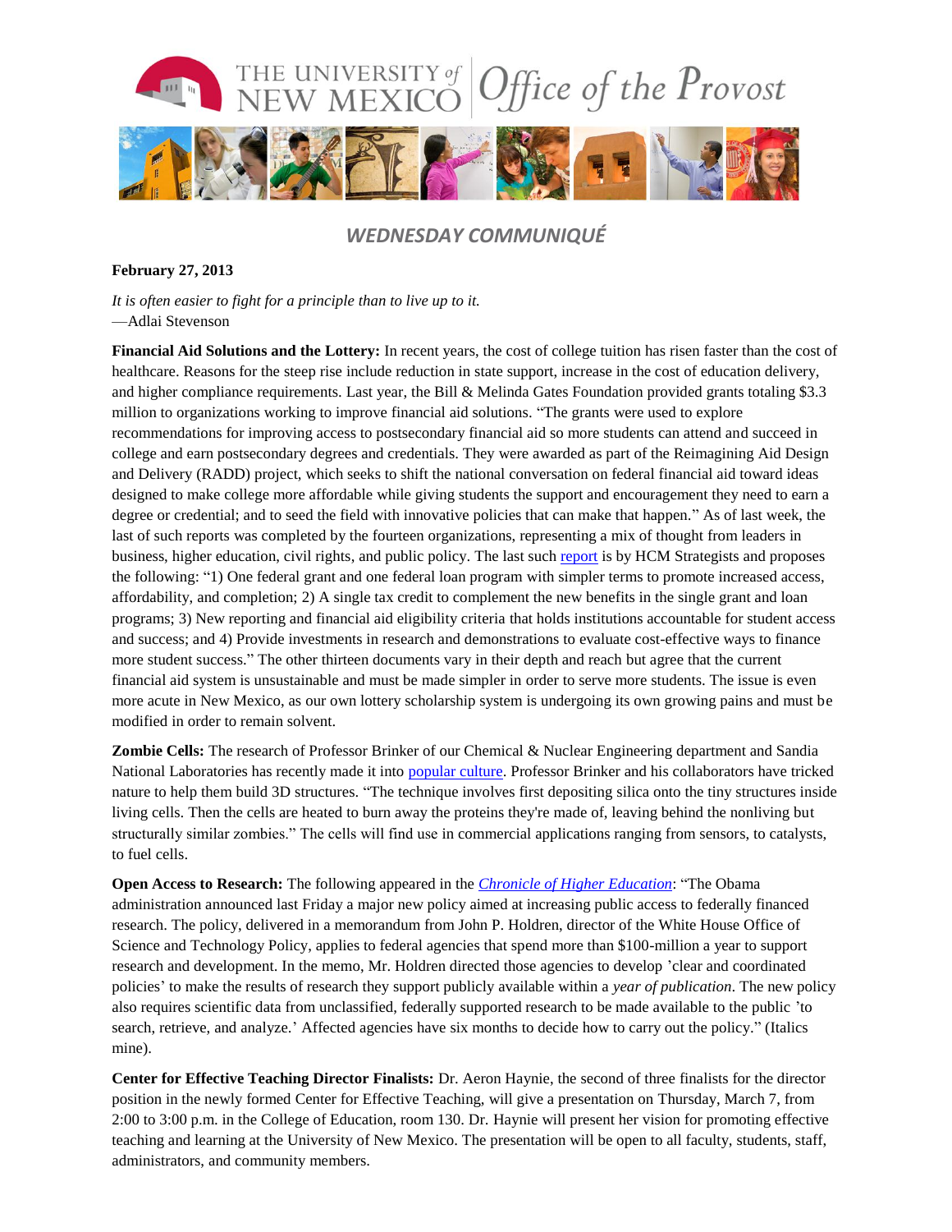THE UNIVERSITY of NEW MEXICO | Office of the Provost

## WEDNESDAY COMMUNIQUÉ

**February 27, 2013**

*It is often easier to fight for a principle than to live up to it.*
—Adlai Stevenson

**Financial Aid Solutions and the Lottery:** In recent years, the cost of college tuition has risen faster than the cost of healthcare. Reasons for the steep rise include reduction in state support, increase in the cost of education delivery, and higher compliance requirements. Last year, the Bill & Melinda Gates Foundation provided grants totaling $3.3 million to organizations working to improve financial aid solutions. "The grants were used to explore recommendations for improving access to postsecondary financial aid so more students can attend and succeed in college and earn postsecondary degrees and credentials. They were awarded as part of the Reimagining Aid Design and Delivery (RADD) project, which seeks to shift the national conversation on federal financial aid toward ideas designed to make college more affordable while giving students the support and encouragement they need to earn a degree or credential; and to seed the field with innovative policies that can make that happen." As of last week, the last of such reports was completed by the fourteen organizations, representing a mix of thought from leaders in business, higher education, civil rights, and public policy. The last such [report] is by HCM Strategists and proposes the following: "1) One federal grant and one federal loan program with simpler terms to promote increased access, affordability, and completion; 2) A single tax credit to complement the new benefits in the single grant and loan programs; 3) New reporting and financial aid eligibility criteria that holds institutions accountable for student access and success; and 4) Provide investments in research and demonstrations to evaluate cost-effective ways to finance more student success." The other thirteen documents vary in their depth and reach but agree that the current financial aid system is unsustainable and must be made simpler in order to serve more students. The issue is even more acute in New Mexico, as our own lottery scholarship system is undergoing its own growing pains and must be modified in order to remain solvent.

**Zombie Cells:** The research of Professor Brinker of our Chemical & Nuclear Engineering department and Sandia National Laboratories has recently made it into [popular culture]. Professor Brinker and his collaborators have tricked nature to help them build 3D structures. "The technique involves first depositing silica onto the tiny structures inside living cells. Then the cells are heated to burn away the proteins they're made of, leaving behind the nonliving but structurally similar zombies." The cells will find use in commercial applications ranging from sensors, to catalysts, to fuel cells.

**Open Access to Research:** The following appeared in the *[Chronicle of Higher Education]*: "The Obama administration announced last Friday a major new policy aimed at increasing public access to federally financed research. The policy, delivered in a memorandum from John P. Holdren, director of the White House Office of Science and Technology Policy, applies to federal agencies that spend more than $100-million a year to support research and development. In the memo, Mr. Holdren directed those agencies to develop 'clear and coordinated policies' to make the results of research they support publicly available within a *year of publication*. The new policy also requires scientific data from unclassified, federally supported research to be made available to the public 'to search, retrieve, and analyze.' Affected agencies have six months to decide how to carry out the policy." (Italics mine).

**Center for Effective Teaching Director Finalists:** Dr. Aeron Haynie, the second of three finalists for the director position in the newly formed Center for Effective Teaching, will give a presentation on Thursday, March 7, from 2:00 to 3:00 p.m. in the College of Education, room 130. Dr. Haynie will present her vision for promoting effective teaching and learning at the University of New Mexico. The presentation will be open to all faculty, students, staff, administrators, and community members.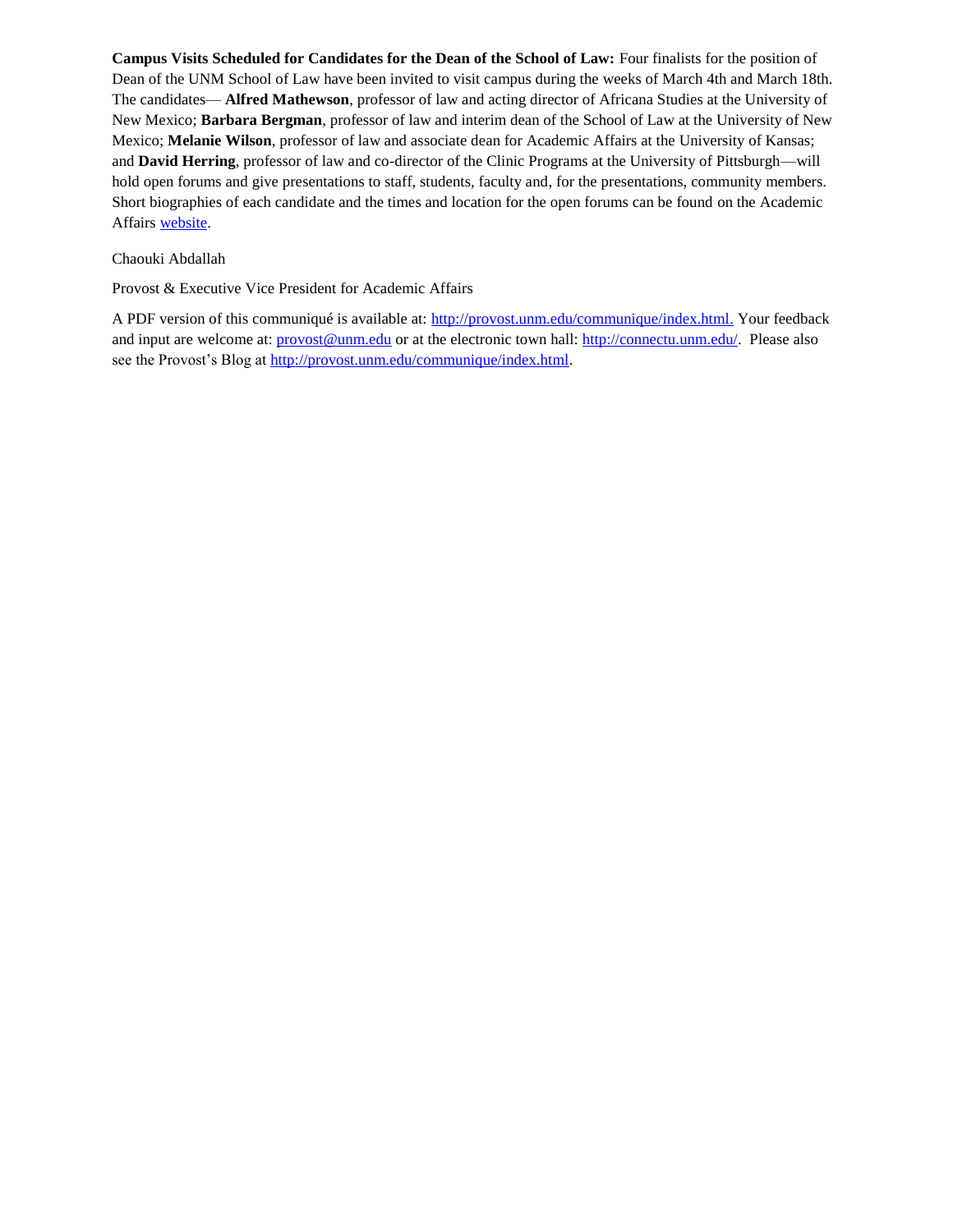**Campus Visits Scheduled for Candidates for the Dean of the School of Law:** Four finalists for the position of Dean of the UNM School of Law have been invited to visit campus during the weeks of March 4th and March 18th. The candidates— **Alfred Mathewson**, professor of law and acting director of Africana Studies at the University of New Mexico; **Barbara Bergman**, professor of law and interim dean of the School of Law at the University of New Mexico; **Melanie Wilson**, professor of law and associate dean for Academic Affairs at the University of Kansas; and **David Herring**, professor of law and co-director of the Clinic Programs at the University of Pittsburgh—will hold open forums and give presentations to staff, students, faculty and, for the presentations, community members. Short biographies of each candidate and the times and location for the open forums can be found on the Academic Affairs website.

Chaouki Abdallah

Provost & Executive Vice President for Academic Affairs

A PDF version of this communiqué is available at: http://provost.unm.edu/communique/index.html. Your feedback and input are welcome at: provost@unm.edu or at the electronic town hall: http://connectu.unm.edu/. Please also see the Provost's Blog at http://provost.unm.edu/communique/index.html.